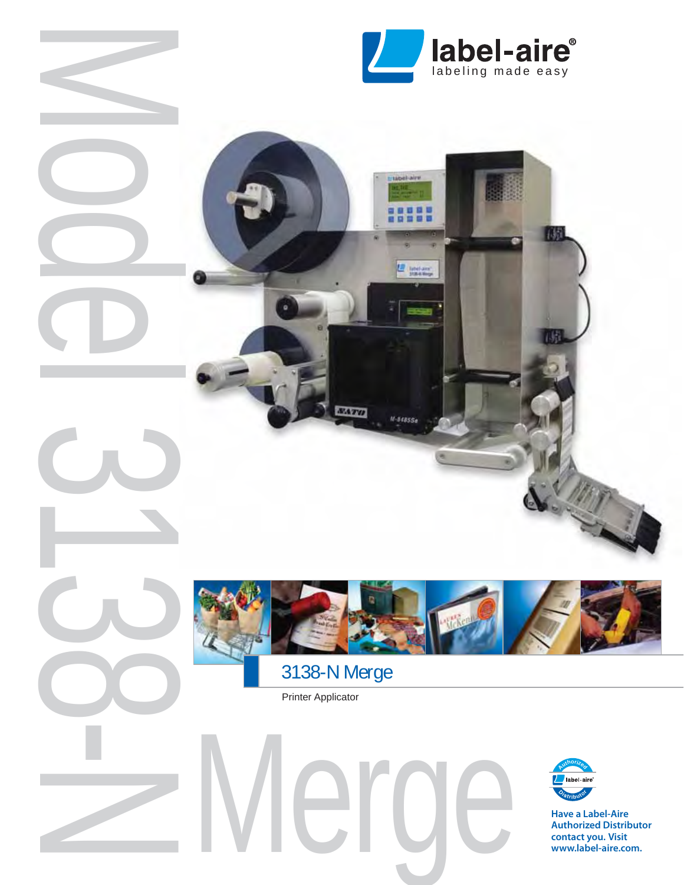# Model 3138-N Merge

**label-aire®**
labeling made easy

## 3138-N Merge

Printer Applicator

Merge

**Have a Label-Aire Authorized Distributor contact you. Visit www.label-aire.com.**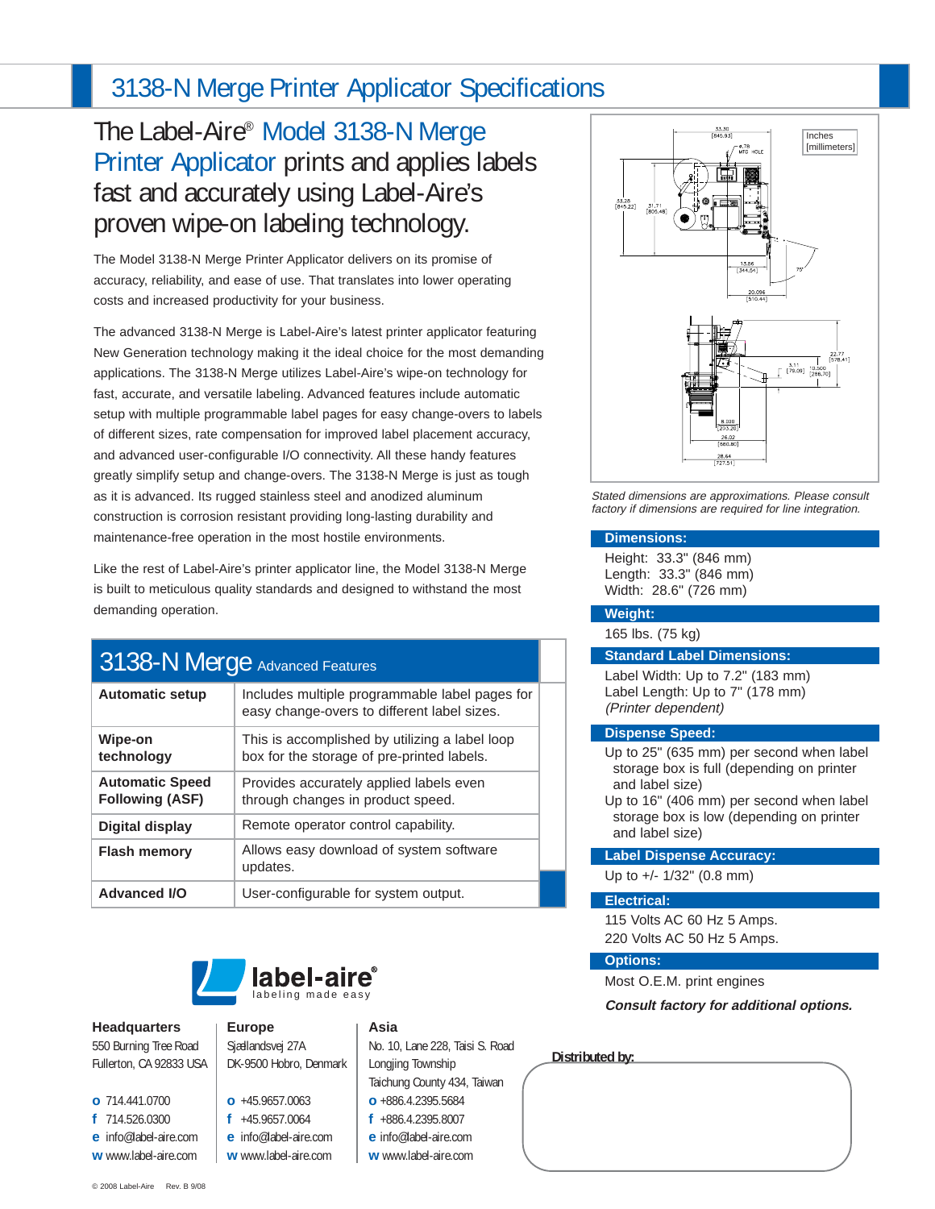# 3138-N Merge Printer Applicator Specifications

## The Label-Aire® Model 3138-N Merge Printer Applicator prints and applies labels fast and accurately using Label-Aire's proven wipe-on labeling technology.

The Model 3138-N Merge Printer Applicator delivers on its promise of accuracy, reliability, and ease of use. That translates into lower operating costs and increased productivity for your business.

The advanced 3138-N Merge is Label-Aire's latest printer applicator featuring New Generation technology making it the ideal choice for the most demanding applications. The 3138-N Merge utilizes Label-Aire's wipe-on technology for fast, accurate, and versatile labeling. Advanced features include automatic setup with multiple programmable label pages for easy change-overs to labels of different sizes, rate compensation for improved label placement accuracy, and advanced user-configurable I/O connectivity. All these handy features greatly simplify setup and change-overs. The 3138-N Merge is just as tough as it is advanced. Its rugged stainless steel and anodized aluminum construction is corrosion resistant providing long-lasting durability and maintenance-free operation in the most hostile environments.

Like the rest of Label-Aire's printer applicator line, the Model 3138-N Merge is built to meticulous quality standards and designed to withstand the most demanding operation.

### 3138-N Merge Advanced Features

| | |
|---|---|
| **Automatic setup** | Includes multiple programmable label pages for easy change-overs to different label sizes. |
| **Wipe-on technology** | This is accomplished by utilizing a label loop box for the storage of pre-printed labels. |
| **Automatic Speed Following (ASF)** | Provides accurately applied labels even through changes in product speed. |
| **Digital display** | Remote operator control capability. |
| **Flash memory** | Allows easy download of system software updates. |
| **Advanced I/O** | User-configurable for system output. |

Inches [millimeters]

33.30 [845.93]
ø.78 MTG HOLE
33.28 [845.22]
31.71 [805.48]
13.56 [344.54]
75°
20.096 [510.44]
22.77 [578.41]
3.11 [79.09]
10.500 [266.70]
8.000 [203.20]
26.02 [660.80]
28.64 [727.51]

*Stated dimensions are approximations. Please consult factory if dimensions are required for line integration.*

**Dimensions:**

Height: 33.3" (846 mm)
Length: 33.3" (846 mm)
Width: 28.6" (726 mm)

**Weight:**

165 lbs. (75 kg)

**Standard Label Dimensions:**

Label Width: Up to 7.2" (183 mm)
Label Length: Up to 7" (178 mm)
*(Printer dependent)*

**Dispense Speed:**

Up to 25" (635 mm) per second when label storage box is full (depending on printer and label size)
Up to 16" (406 mm) per second when label storage box is low (depending on printer and label size)

**Label Dispense Accuracy:**

Up to +/- 1/32" (0.8 mm)

**Electrical:**

115 Volts AC 60 Hz 5 Amps.
220 Volts AC 50 Hz 5 Amps.

**Options:**

Most O.E.M. print engines

***Consult factory for additional options.***

label-aire® labeling made easy

**Headquarters**
550 Burning Tree Road
Fullerton, CA 92833 USA

**o** 714.441.0700
**f** 714.526.0300
**e** info@label-aire.com
**w** www.label-aire.com

**Europe**
Sjællandsvej 27A
DK-9500 Hobro, Denmark

**o** +45.9657.0063
**f** +45.9657.0064
**e** info@label-aire.com
**w** www.label-aire.com

**Asia**
No. 10, Lane 228, Taisi S. Road
Longjing Township
Taichung County 434, Taiwan

**o** +886.4.2395.5684
**f** +886.4.2395.8007
**e** info@label-aire.com
**w** www.label-aire.com

**Distributed by:**

© 2008 Label-Aire Rev. B 9/08